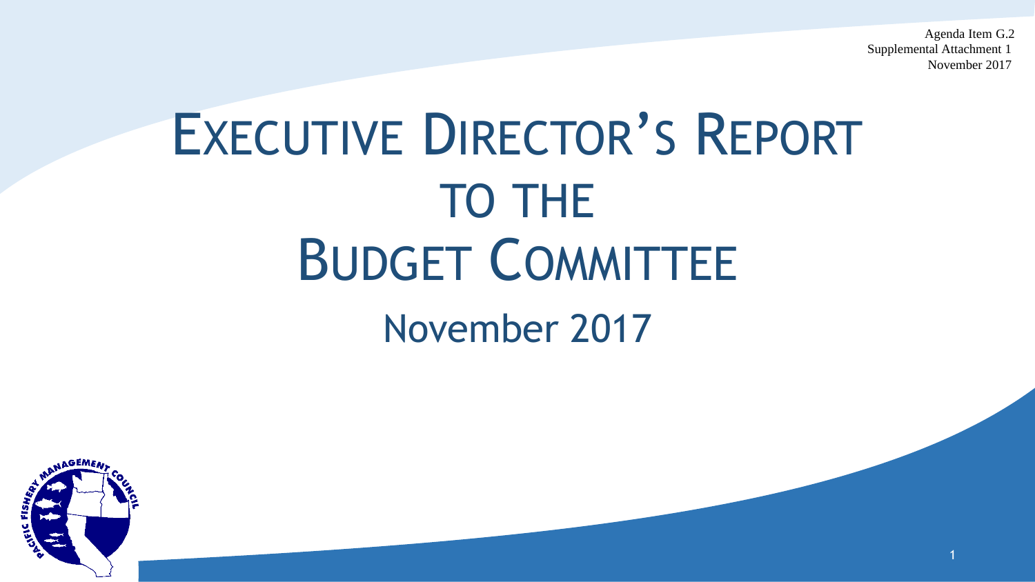Agenda Item G.2
Supplemental Attachment 1
November 2017

# EXECUTIVE DIRECTOR'S REPORT TO THE BUDGET COMMITTEE

## November 2017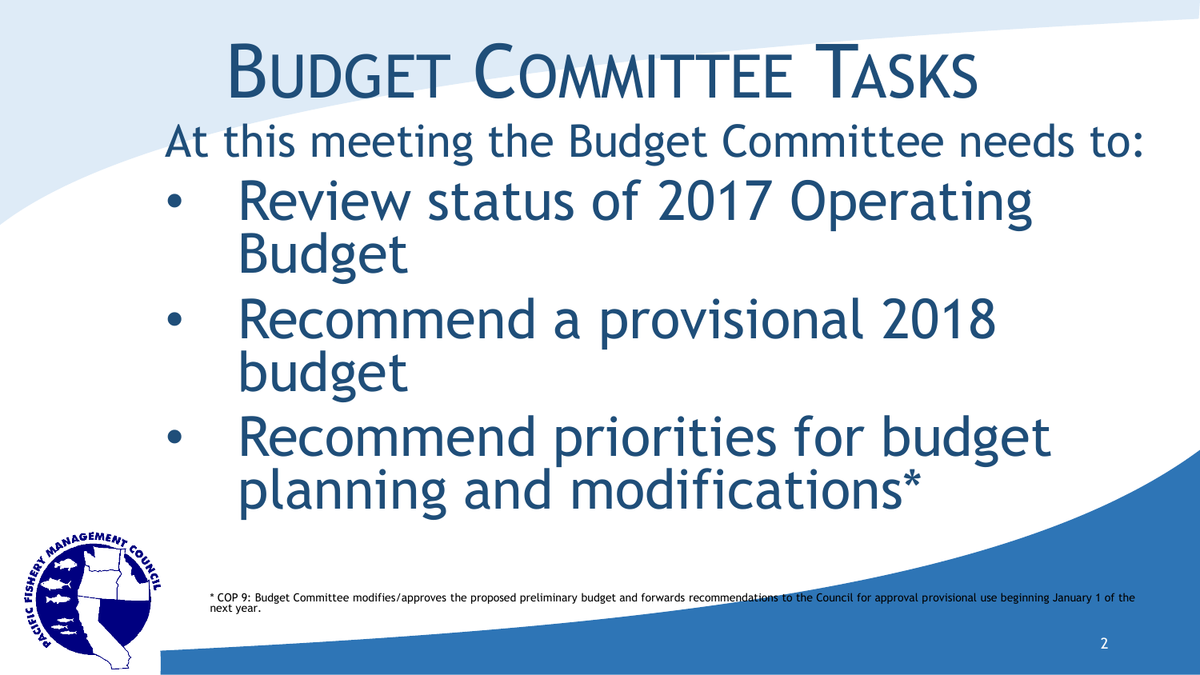# Budget Committee Tasks

At this meeting the Budget Committee needs to:

- Review status of 2017 Operating Budget
- Recommend a provisional 2018 budget
- Recommend priorities for budget planning and modifications*

* COP 9: Budget Committee modifies/approves the proposed preliminary budget and forwards recommendations to the Council for approval provisional use beginning January 1 of the next year.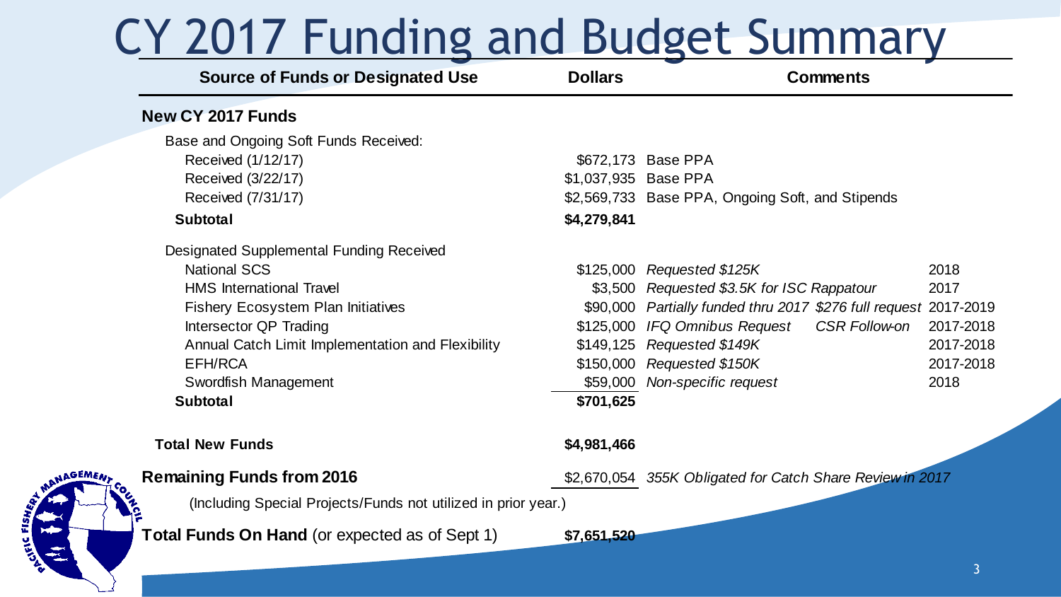# CY 2017 Funding and Budget Summary

| Source of Funds or Designated Use | Dollars | Comments | |
|---|---|---|---|
| **New CY 2017 Funds** | | | |
| Base and Ongoing Soft Funds Received: | | | |
| Received (1/12/17) | $672,173 | Base PPA | |
| Received (3/22/17) | $1,037,935 | Base PPA | |
| Received (7/31/17) | $2,569,733 | Base PPA, Ongoing Soft, and Stipends | |
| **Subtotal** | **$4,279,841** | | |
| Designated Supplemental Funding Received | | | |
| National SCS | $125,000 | *Requested $125K* | 2018 |
| HMS International Travel | $3,500 | *Requested $3.5K for ISC Rappatour* | 2017 |
| Fishery Ecosystem Plan Initiatives | $90,000 | *Partially funded thru 2017 $276 full request* | 2017-2019 |
| Intersector QP Trading | $125,000 | *IFQ Omnibus Request CSR Follow-on* | 2017-2018 |
| Annual Catch Limit Implementation and Flexibility | $149,125 | *Requested $149K* | 2017-2018 |
| EFH/RCA | $150,000 | *Requested $150K* | 2017-2018 |
| Swordfish Management | $59,000 | *Non-specific request* | 2018 |
| **Subtotal** | **$701,625** | | |
| **Total New Funds** | **$4,981,466** | | |
| **Remaining Funds from 2016** (Including Special Projects/Funds not utilized in prior year.) | $2,670,054 | *355K Obligated for Catch Share Review in 2017* | |
| **Total Funds On Hand** (or expected as of Sept 1) | **$7,651,520** | | |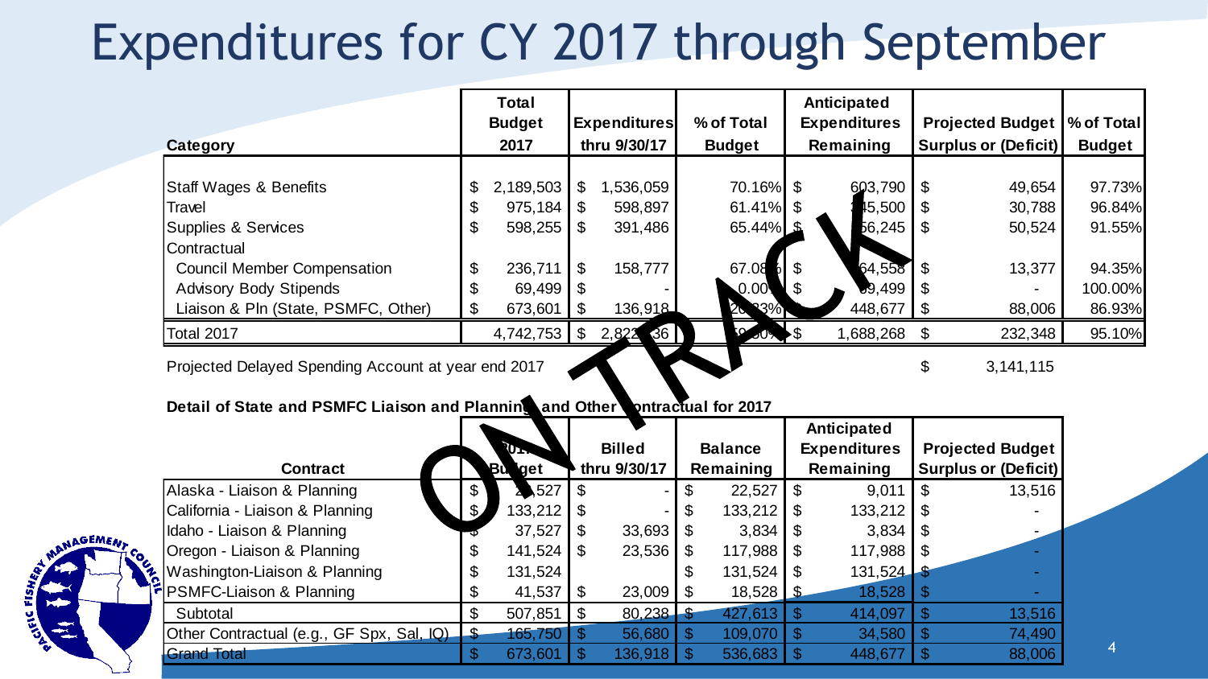# Expenditures for CY 2017 through September

ON TRACK

| Category | Total Budget 2017 | Expenditures thru 9/30/17 | % of Total Budget | Anticipated Expenditures Remaining | Projected Budget Surplus or (Deficit) | % of Total Budget |
|---|---|---|---|---|---|---|
| Staff Wages & Benefits | $ 2,189,503 | $ 1,536,059 | 70.16% | $ 603,790 | $ 49,654 | 97.73% |
| Travel | $ 975,184 | $ 598,897 | 61.41% | $ 345,500 | $ 30,788 | 96.84% |
| Supplies & Services | $ 598,255 | $ 391,486 | 65.44% | $ 156,245 | $ 50,524 | 91.55% |
| Contractual | | | | | | |
| Council Member Compensation | $ 236,711 | $ 158,777 | 67.08% | $ 64,558 | $ 13,377 | 94.35% |
| Advisory Body Stipends | $ 69,499 | $ - | 0.00% | $ 69,499 | $ - | 100.00% |
| Liaison & Pln (State, PSMFC, Other) | $ 673,601 | $ 136,918 | 20.33% | $ 448,677 | $ 88,006 | 86.93% |
| Total 2017 | 4,742,753 | $ 2,822,136 | 59.50% | $ 1,688,268 | $ 232,348 | 95.10% |

Projected Delayed Spending Account at year end 2017 $ 3,141,115

**Detail of State and PSMFC Liaison and Planning and Other Contractual for 2017**

| Contract | 2017 Budget | Billed thru 9/30/17 | Balance Remaining | Anticipated Expenditures Remaining | Projected Budget Surplus or (Deficit) |
|---|---|---|---|---|---|
| Alaska - Liaison & Planning | $ 22,527 | $ - | $ 22,527 | $ 9,011 | $ 13,516 |
| California - Liaison & Planning | $ 133,212 | $ - | $ 133,212 | $ 133,212 | $ - |
| Idaho - Liaison & Planning | $ 37,527 | $ 33,693 | $ 3,834 | $ 3,834 | $ - |
| Oregon - Liaison & Planning | $ 141,524 | $ 23,536 | $ 117,988 | $ 117,988 | $ - |
| Washington-Liaison & Planning | $ 131,524 | | $ 131,524 | $ 131,524 | $ - |
| PSMFC-Liaison & Planning | $ 41,537 | $ 23,009 | $ 18,528 | $ 18,528 | $ - |
| Subtotal | $ 507,851 | $ 80,238 | $ 427,613 | $ 414,097 | $ 13,516 |
| Other Contractual (e.g., GF Spx, Sal, IQ) | $ 165,750 | $ 56,680 | $ 109,070 | $ 34,580 | $ 74,490 |
| Grand Total | $ 673,601 | $ 136,918 | $ 536,683 | $ 448,677 | $ 88,006 |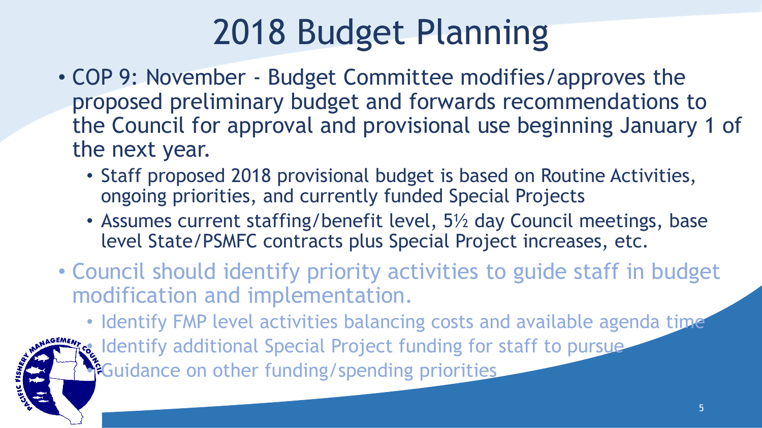# 2018 Budget Planning

- COP 9: November - Budget Committee modifies/approves the proposed preliminary budget and forwards recommendations to the Council for approval and provisional use beginning January 1 of the next year.
  - Staff proposed 2018 provisional budget is based on Routine Activities, ongoing priorities, and currently funded Special Projects
  - Assumes current staffing/benefit level, 5½ day Council meetings, base level State/PSMFC contracts plus Special Project increases, etc.
- Council should identify priority activities to guide staff in budget modification and implementation.
  - Identify FMP level activities balancing costs and available agenda time
  - Identify additional Special Project funding for staff to pursue
  - Guidance on other funding/spending priorities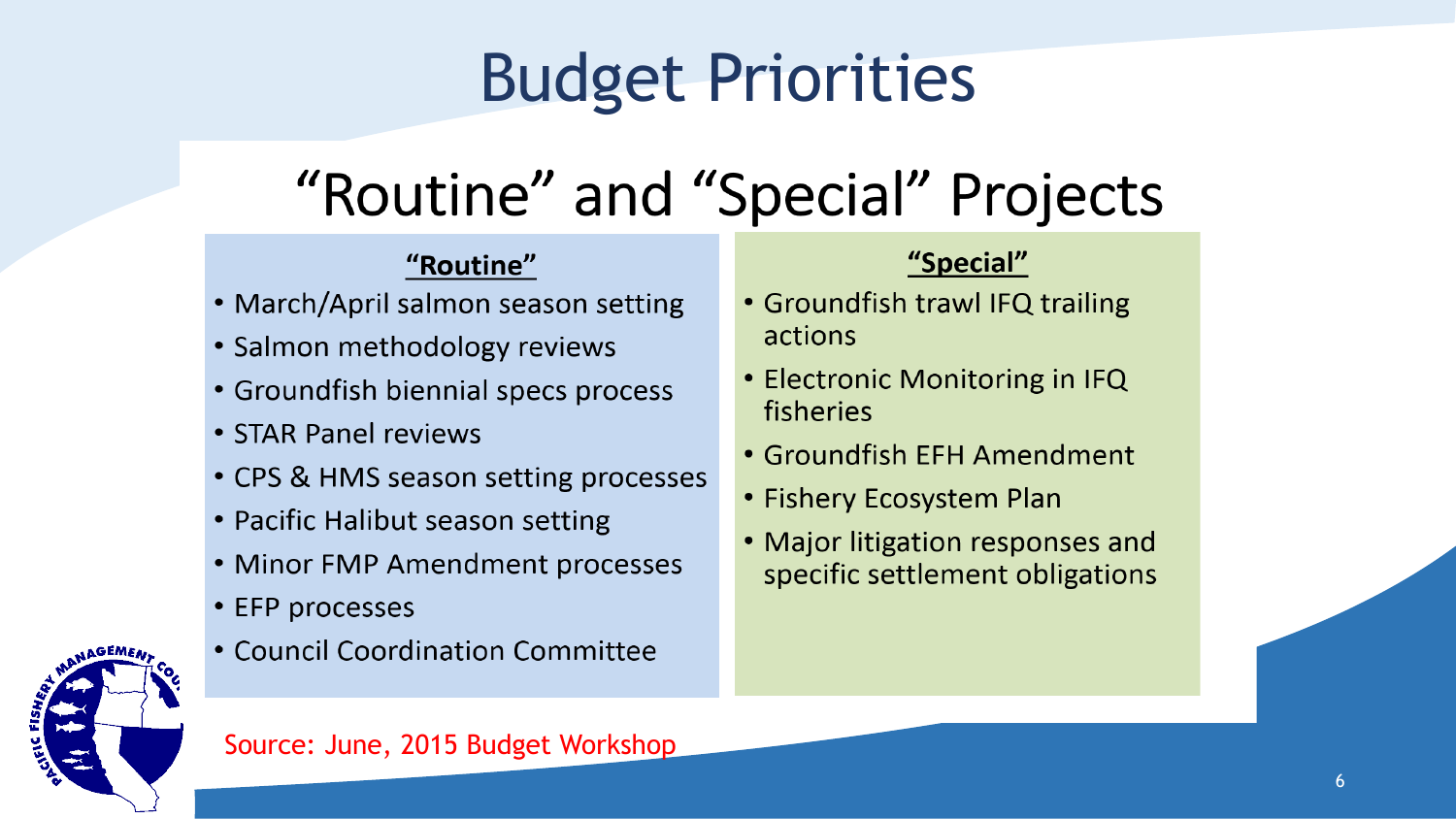# Budget Priorities

## "Routine" and "Special" Projects

**"Routine"**

- March/April salmon season setting
- Salmon methodology reviews
- Groundfish biennial specs process
- STAR Panel reviews
- CPS & HMS season setting processes
- Pacific Halibut season setting
- Minor FMP Amendment processes
- EFP processes
- Council Coordination Committee

**"Special"**

- Groundfish trawl IFQ trailing actions
- Electronic Monitoring in IFQ fisheries
- Groundfish EFH Amendment
- Fishery Ecosystem Plan
- Major litigation responses and specific settlement obligations

Source: June, 2015 Budget Workshop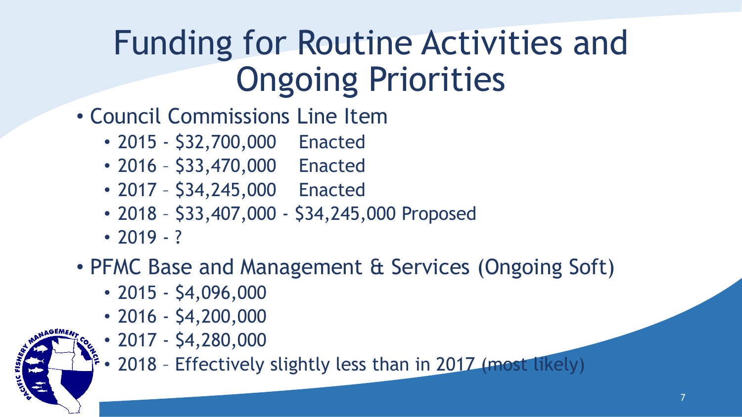# Funding for Routine Activities and Ongoing Priorities

- Council Commissions Line Item
  - 2015 - $32,700,000 Enacted
  - 2016 – $33,470,000 Enacted
  - 2017 – $34,245,000 Enacted
  - 2018 – $33,407,000 - $34,245,000 Proposed
  - 2019 - ?
- PFMC Base and Management & Services (Ongoing Soft)
  - 2015 - $4,096,000
  - 2016 - $4,200,000
  - 2017 - $4,280,000
  - 2018 – Effectively slightly less than in 2017 (most likely)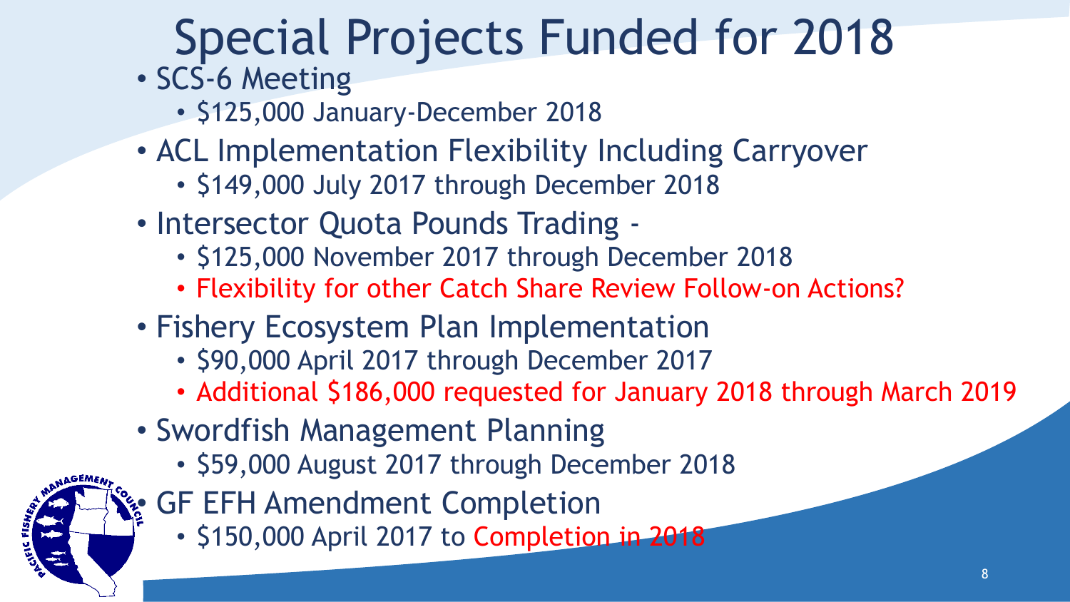# Special Projects Funded for 2018

- SCS-6 Meeting
  - $125,000 January-December 2018
- ACL Implementation Flexibility Including Carryover
  - $149,000 July 2017 through December 2018
- Intersector Quota Pounds Trading -
  - $125,000 November 2017 through December 2018
  - Flexibility for other Catch Share Review Follow-on Actions?
- Fishery Ecosystem Plan Implementation
  - $90,000 April 2017 through December 2017
  - Additional $186,000 requested for January 2018 through March 2019
- Swordfish Management Planning
  - $59,000 August 2017 through December 2018
- GF EFH Amendment Completion
  - $150,000 April 2017 to Completion in 2018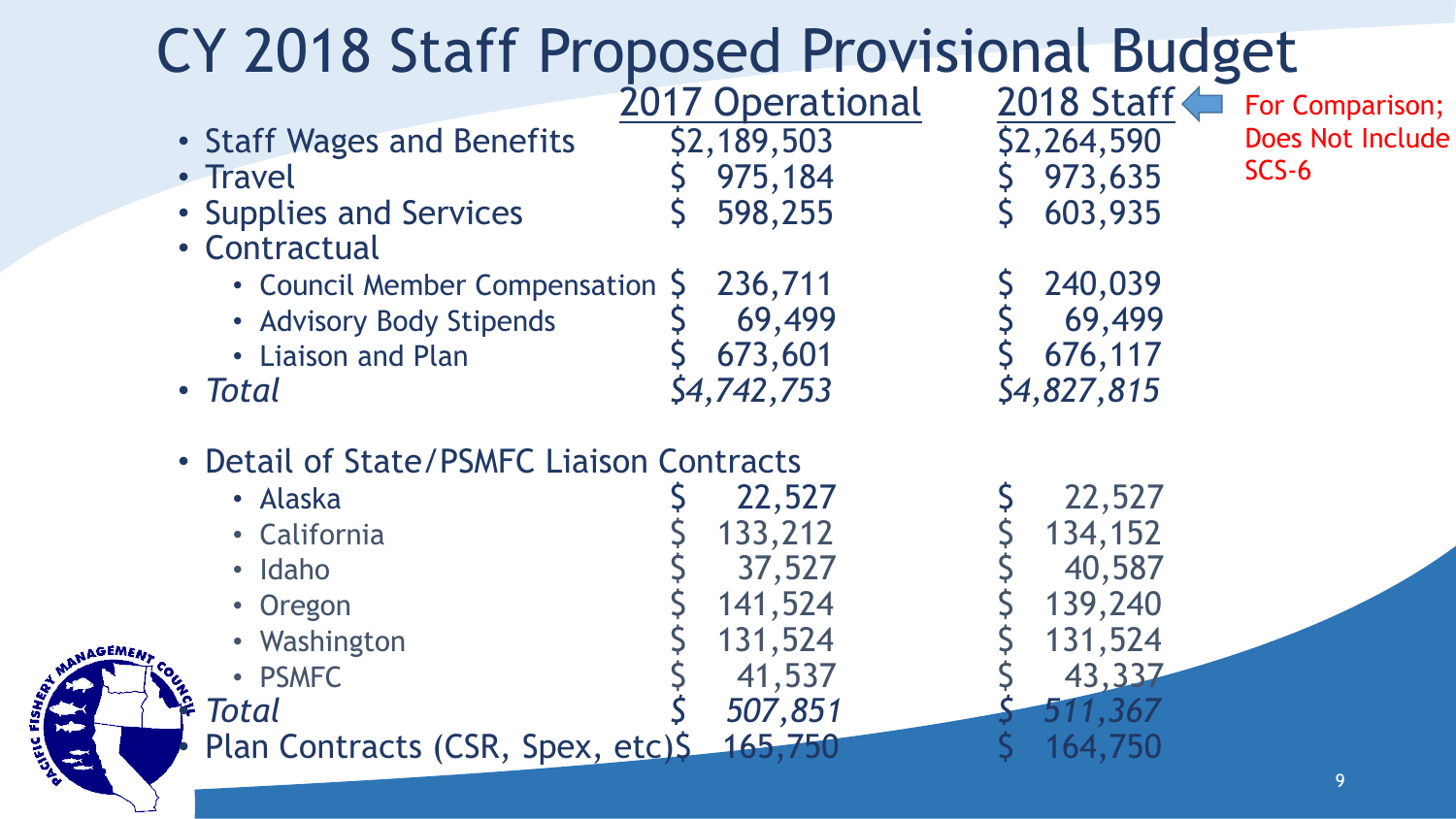# CY 2018 Staff Proposed Provisional Budget

| | 2017 Operational | 2018 Staff |
|---|---|---|
| • Staff Wages and Benefits | $2,189,503 | $2,264,590 |
| • Travel | $ 975,184 | $ 973,635 |
| • Supplies and Services | $ 598,255 | $ 603,935 |
| • Contractual | | |
| • Council Member Compensation | $ 236,711 | $ 240,039 |
| • Advisory Body Stipends | $ 69,499 | $ 69,499 |
| • Liaison and Plan | $ 673,601 | $ 676,117 |
| • *Total* | *$4,742,753* | *$4,827,815* |
| • Detail of State/PSMFC Liaison Contracts | | |
| • Alaska | $ 22,527 | $ 22,527 |
| • California | $ 133,212 | $ 134,152 |
| • Idaho | $ 37,527 | $ 40,587 |
| • Oregon | $ 141,524 | $ 139,240 |
| • Washington | $ 131,524 | $ 131,524 |
| • PSMFC | $ 41,537 | $ 43,337 |
| *Total* | *$ 507,851* | *$ 511,367* |
| • Plan Contracts (CSR, Spex, etc) | $ 165,750 | $ 164,750 |

2018 Staff: For Comparison; Does Not Include SCS-6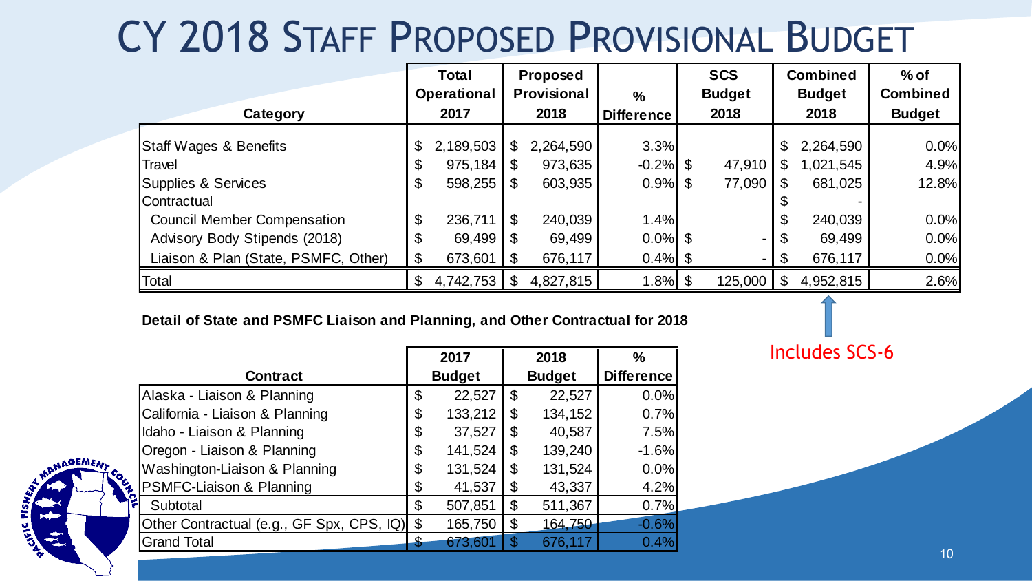# CY 2018 Staff Proposed Provisional Budget

| Category | Total Operational 2017 | Proposed Provisional 2018 | % Difference | SCS Budget 2018 | Combined Budget 2018 | % of Combined Budget |
|---|---|---|---|---|---|---|
| Staff Wages & Benefits | $ 2,189,503 | $ 2,264,590 | 3.3% | | $ 2,264,590 | 0.0% |
| Travel | $ 975,184 | $ 973,635 | -0.2% | $ 47,910 | $ 1,021,545 | 4.9% |
| Supplies & Services | $ 598,255 | $ 603,935 | 0.9% | $ 77,090 | $ 681,025 | 12.8% |
| Contractual | | | | | $ - | |
| Council Member Compensation | $ 236,711 | $ 240,039 | 1.4% | | $ 240,039 | 0.0% |
| Advisory Body Stipends (2018) | $ 69,499 | $ 69,499 | 0.0% | $ - | $ 69,499 | 0.0% |
| Liaison & Plan (State, PSMFC, Other) | $ 673,601 | $ 676,117 | 0.4% | $ - | $ 676,117 | 0.0% |
| Total | $ 4,742,753 | $ 4,827,815 | 1.8% | $ 125,000 | $ 4,952,815 | 2.6% |

Includes SCS-6

**Detail of State and PSMFC Liaison and Planning, and Other Contractual for 2018**

| Contract | 2017 Budget | 2018 Budget | % Difference |
|---|---|---|---|
| Alaska - Liaison & Planning | $ 22,527 | $ 22,527 | 0.0% |
| California - Liaison & Planning | $ 133,212 | $ 134,152 | 0.7% |
| Idaho - Liaison & Planning | $ 37,527 | $ 40,587 | 7.5% |
| Oregon - Liaison & Planning | $ 141,524 | $ 139,240 | -1.6% |
| Washington-Liaison & Planning | $ 131,524 | $ 131,524 | 0.0% |
| PSMFC-Liaison & Planning | $ 41,537 | $ 43,337 | 4.2% |
| Subtotal | $ 507,851 | $ 511,367 | 0.7% |
| Other Contractual (e.g., GF Spx, CPS, IQ) | $ 165,750 | $ 164,750 | -0.6% |
| Grand Total | $ 673,601 | $ 676,117 | 0.4% |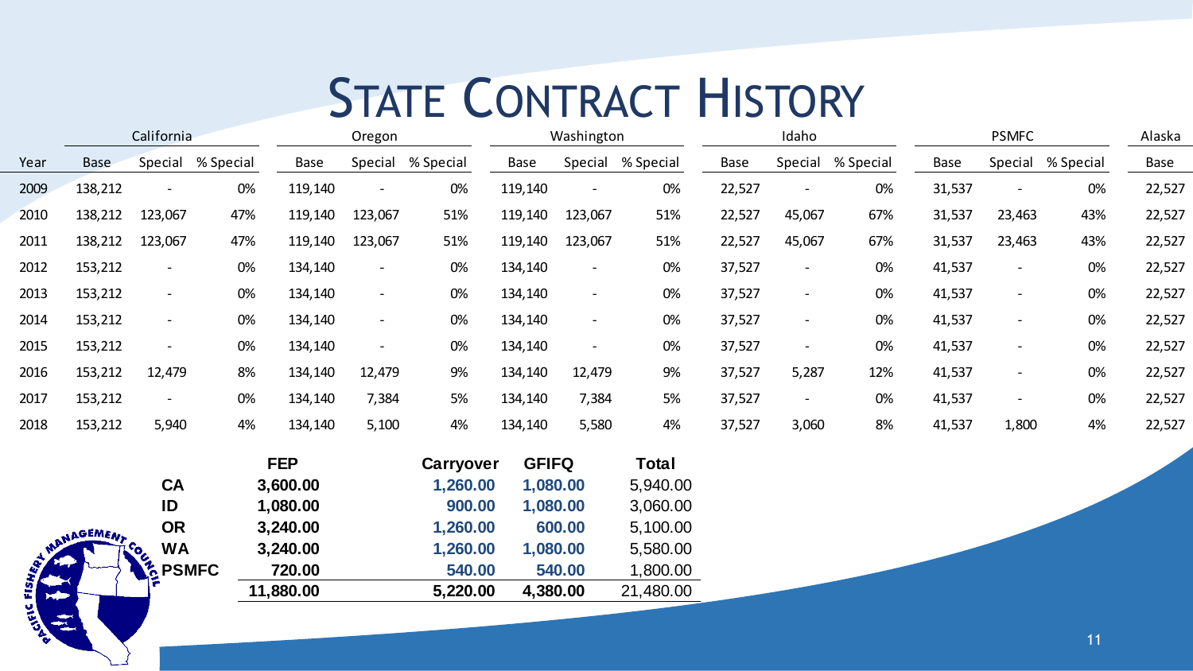# State Contract History

| | California | | | Oregon | | | Washington | | | Idaho | | | PSMFC | | | Alaska |
|---|---|---|---|---|---|---|---|---|---|---|---|---|---|---|---|---|
| Year | Base | Special | % Special | Base | Special | % Special | Base | Special | % Special | Base | Special | % Special | Base | Special | % Special | Base |
| 2009 | 138,212 | - | 0% | 119,140 | - | 0% | 119,140 | - | 0% | 22,527 | - | 0% | 31,537 | - | 0% | 22,527 |
| 2010 | 138,212 | 123,067 | 47% | 119,140 | 123,067 | 51% | 119,140 | 123,067 | 51% | 22,527 | 45,067 | 67% | 31,537 | 23,463 | 43% | 22,527 |
| 2011 | 138,212 | 123,067 | 47% | 119,140 | 123,067 | 51% | 119,140 | 123,067 | 51% | 22,527 | 45,067 | 67% | 31,537 | 23,463 | 43% | 22,527 |
| 2012 | 153,212 | - | 0% | 134,140 | - | 0% | 134,140 | - | 0% | 37,527 | - | 0% | 41,537 | - | 0% | 22,527 |
| 2013 | 153,212 | - | 0% | 134,140 | - | 0% | 134,140 | - | 0% | 37,527 | - | 0% | 41,537 | - | 0% | 22,527 |
| 2014 | 153,212 | - | 0% | 134,140 | - | 0% | 134,140 | - | 0% | 37,527 | - | 0% | 41,537 | - | 0% | 22,527 |
| 2015 | 153,212 | - | 0% | 134,140 | - | 0% | 134,140 | - | 0% | 37,527 | - | 0% | 41,537 | - | 0% | 22,527 |
| 2016 | 153,212 | 12,479 | 8% | 134,140 | 12,479 | 9% | 134,140 | 12,479 | 9% | 37,527 | 5,287 | 12% | 41,537 | - | 0% | 22,527 |
| 2017 | 153,212 | - | 0% | 134,140 | 7,384 | 5% | 134,140 | 7,384 | 5% | 37,527 | - | 0% | 41,537 | - | 0% | 22,527 |
| 2018 | 153,212 | 5,940 | 4% | 134,140 | 5,100 | 4% | 134,140 | 5,580 | 4% | 37,527 | 3,060 | 8% | 41,537 | 1,800 | 4% | 22,527 |

| | FEP | Carryover | GFIFQ | Total |
|---|---|---|---|---|
| CA | 3,600.00 | 1,260.00 | 1,080.00 | 5,940.00 |
| ID | 1,080.00 | 900.00 | 1,080.00 | 3,060.00 |
| OR | 3,240.00 | 1,260.00 | 600.00 | 5,100.00 |
| WA | 3,240.00 | 1,260.00 | 1,080.00 | 5,580.00 |
| PSMFC | 720.00 | 540.00 | 540.00 | 1,800.00 |
| | 11,880.00 | 5,220.00 | 4,380.00 | 21,480.00 |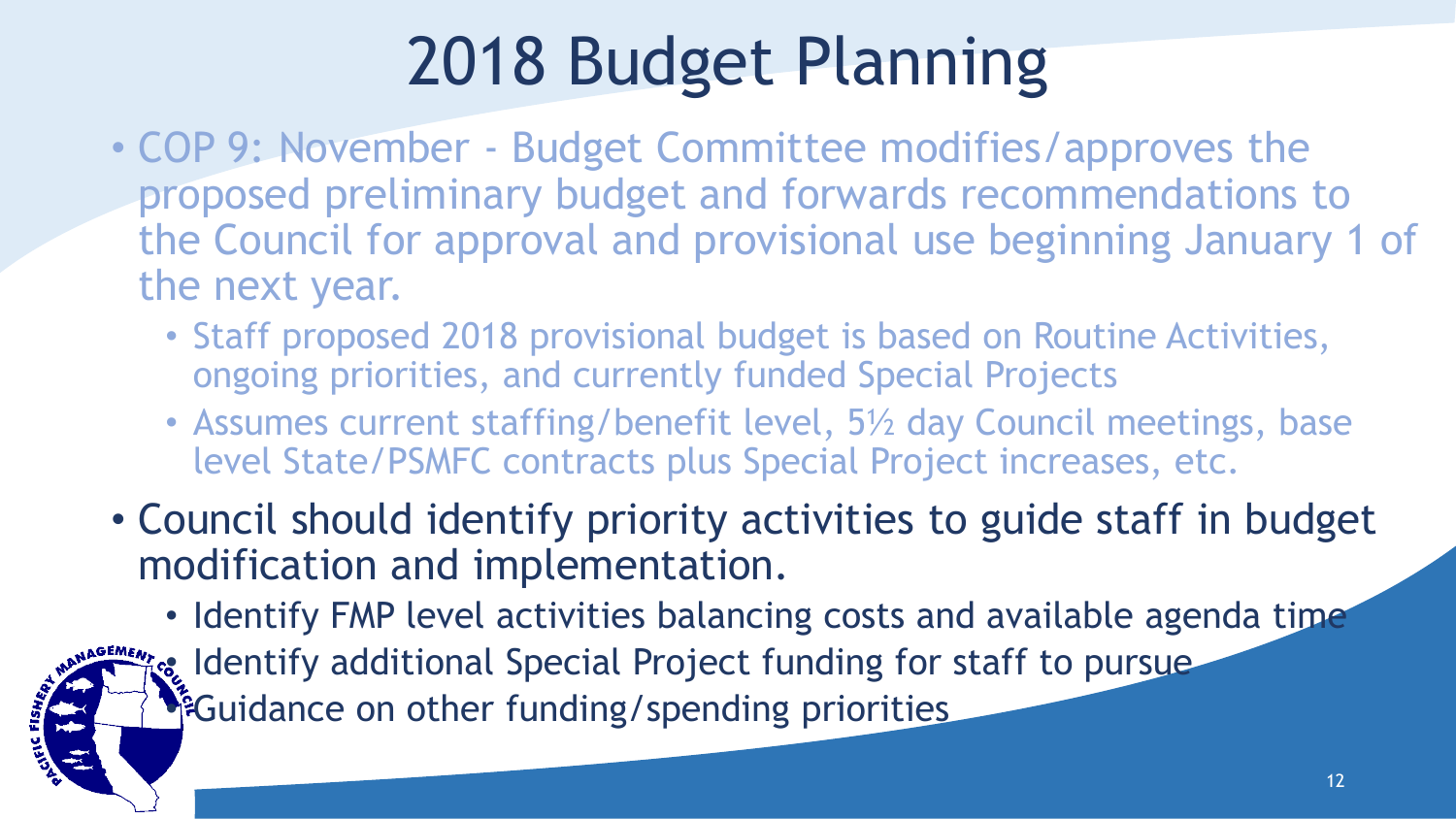# 2018 Budget Planning

- COP 9: November - Budget Committee modifies/approves the proposed preliminary budget and forwards recommendations to the Council for approval and provisional use beginning January 1 of the next year.
  - Staff proposed 2018 provisional budget is based on Routine Activities, ongoing priorities, and currently funded Special Projects
  - Assumes current staffing/benefit level, 5½ day Council meetings, base level State/PSMFC contracts plus Special Project increases, etc.
- Council should identify priority activities to guide staff in budget modification and implementation.
  - Identify FMP level activities balancing costs and available agenda time
  - Identify additional Special Project funding for staff to pursue
  - Guidance on other funding/spending priorities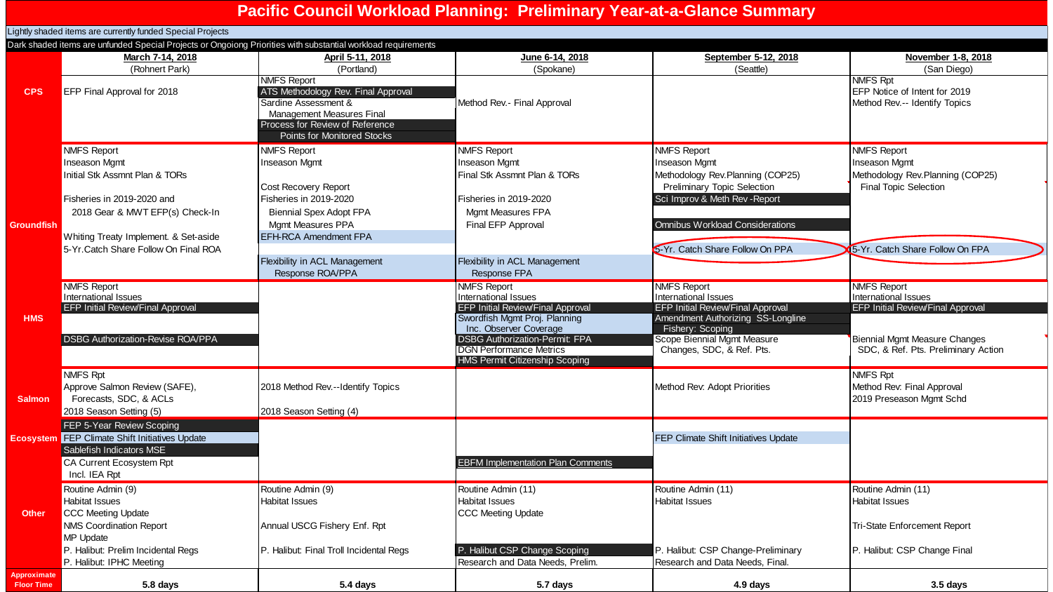# Pacific Council Workload Planning: Preliminary Year-at-a-Glance Summary

Lightly shaded items are currently funded Special Projects

Dark shaded items are unfunded Special Projects or Ongoiong Priorities with substantial workload requirements

| | March 7-14, 2018 (Rohnert Park) | April 5-11, 2018 (Portland) | June 6-14, 2018 (Spokane) | September 5-12, 2018 (Seattle) | November 1-8, 2018 (San Diego) |
|---|---|---|---|---|---|
| **CPS** | EFP Final Approval for 2018 | NMFS Report<br>ATS Methodology Rev. Final Approval<br>Sardine Assessment & Management Measures Final<br>Process for Review of Reference Points for Monitored Stocks | Method Rev.- Final Approval | | NMFS Rpt<br>EFP Notice of Intent for 2019<br>Method Rev.-- Identify Topics |
| **Groundfish** | NMFS Report<br>Inseason Mgmt<br>Initial Stk Assmnt Plan & TORs<br>Fisheries in 2019-2020 and 2018 Gear & MWT EFP(s) Check-In<br>Whiting Treaty Implement. & Set-aside<br>5-Yr.Catch Share Follow On Final ROA | NMFS Report<br>Inseason Mgmt<br>Cost Recovery Report<br>Fisheries in 2019-2020<br>Biennial Spex Adopt FPA<br>Mgmt Measures PPA<br>EFH-RCA Amendment FPA<br>Flexibility in ACL Management Response ROA/PPA | NMFS Report<br>Inseason Mgmt<br>Final Stk Assmnt Plan & TORs<br>Fisheries in 2019-2020<br>Mgmt Measures FPA<br>Final EFP Approval<br>Flexibility in ACL Management Response FPA | NMFS Report<br>Inseason Mgmt<br>Methodology Rev.Planning (COP25) Preliminary Topic Selection<br>Sci Improv & Meth Rev -Report<br>Omnibus Workload Considerations<br>5-Yr. Catch Share Follow On PPA | NMFS Report<br>Inseason Mgmt<br>Methodology Rev.Planning (COP25) Final Topic Selection<br>5-Yr. Catch Share Follow On FPA |
| **HMS** | NMFS Report<br>International Issues<br>EFP Initial Review/Final Approval<br>DSBG Authorization-Revise ROA/PPA | | NMFS Report<br>International Issues<br>EFP Initial Review/Final Approval<br>Swordfish Mgmt Proj. Planning Inc. Observer Coverage<br>DSBG Authorization-Permit: FPA<br>DGN Performance Metrics<br>HMS Permit Citizenship Scoping | NMFS Report<br>International Issues<br>EFP Initial Review/Final Approval<br>Amendment Authorizing SS-Longline Fishery: Scoping<br>Scope Biennial Mgmt Measure Changes, SDC, & Ref. Pts. | NMFS Report<br>International Issues<br>EFP Initial Review/Final Approval<br>Biennial Mgmt Measure Changes SDC, & Ref. Pts. Preliminary Action |
| **Salmon** | NMFS Rpt<br>Approve Salmon Review (SAFE), Forecasts, SDC, & ACLs<br>2018 Season Setting (5) | 2018 Method Rev.--Identify Topics<br>2018 Season Setting (4) | | Method Rev: Adopt Priorities | NMFS Rpt<br>Method Rev: Final Approval<br>2019 Preseason Mgmt Schd |
| **Ecosystem** | FEP 5-Year Review Scoping<br>FEP Climate Shift Initiatives Update<br>Sablefish Indicators MSE<br>CA Current Ecosystem Rpt Incl. IEA Rpt | | EBFM Implementation Plan Comments | FEP Climate Shift Initiatives Update | |
| **Other** | Routine Admin (9)<br>Habitat Issues<br>CCC Meeting Update<br>NMS Coordination Report<br>MP Update<br>P. Halibut: Prelim Incidental Regs<br>P. Halibut: IPHC Meeting | Routine Admin (9)<br>Habitat Issues<br>Annual USCG Fishery Enf. Rpt<br>P. Halibut: Final Troll Incidental Regs | Routine Admin (11)<br>Habitat Issues<br>CCC Meeting Update<br>P. Halibut CSP Change Scoping<br>Research and Data Needs, Prelim. | Routine Admin (11)<br>Habitat Issues<br>P. Halibut: CSP Change-Preliminary<br>Research and Data Needs, Final. | Routine Admin (11)<br>Habitat Issues<br>Tri-State Enforcement Report<br>P. Halibut: CSP Change Final |
| **Approximate Floor Time** | **5.8 days** | **5.4 days** | **5.7 days** | **4.9 days** | **3.5 days** |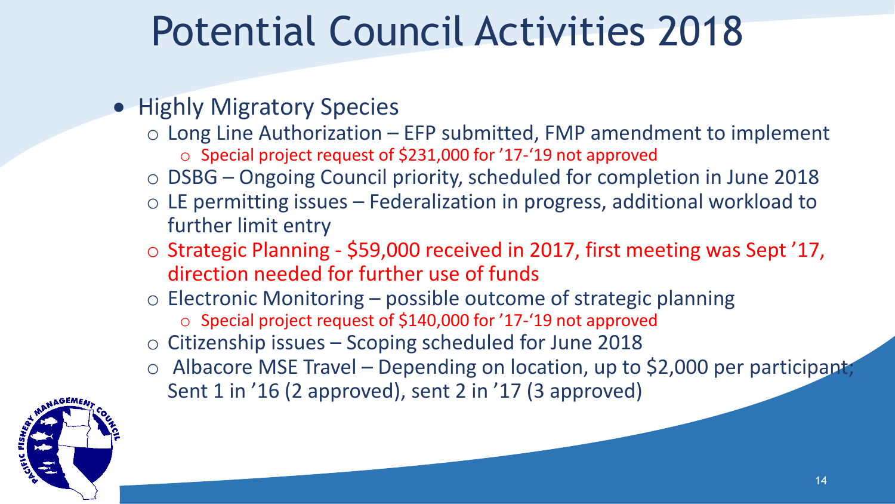# Potential Council Activities 2018

- Highly Migratory Species
  - Long Line Authorization – EFP submitted, FMP amendment to implement
    - Special project request of $231,000 for ’17-‘19 not approved
  - DSBG – Ongoing Council priority, scheduled for completion in June 2018
  - LE permitting issues – Federalization in progress, additional workload to further limit entry
  - Strategic Planning - $59,000 received in 2017, first meeting was Sept ’17, direction needed for further use of funds
  - Electronic Monitoring – possible outcome of strategic planning
    - Special project request of $140,000 for ’17-‘19 not approved
  - Citizenship issues – Scoping scheduled for June 2018
  - Albacore MSE Travel – Depending on location, up to $2,000 per participant; Sent 1 in ’16 (2 approved), sent 2 in ’17 (3 approved)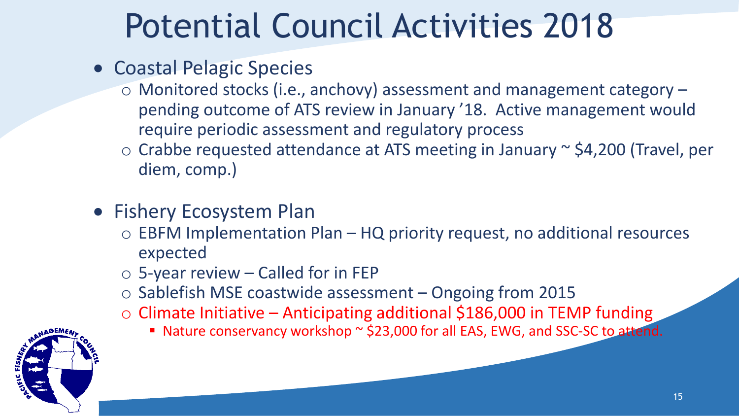# Potential Council Activities 2018

- Coastal Pelagic Species
  - Monitored stocks (i.e., anchovy) assessment and management category – pending outcome of ATS review in January '18. Active management would require periodic assessment and regulatory process
  - Crabbe requested attendance at ATS meeting in January ~ $4,200 (Travel, per diem, comp.)

- Fishery Ecosystem Plan
  - EBFM Implementation Plan – HQ priority request, no additional resources expected
  - 5-year review – Called for in FEP
  - Sablefish MSE coastwide assessment – Ongoing from 2015
  - Climate Initiative – Anticipating additional $186,000 in TEMP funding
    - Nature conservancy workshop ~ $23,000 for all EAS, EWG, and SSC-SC to attend.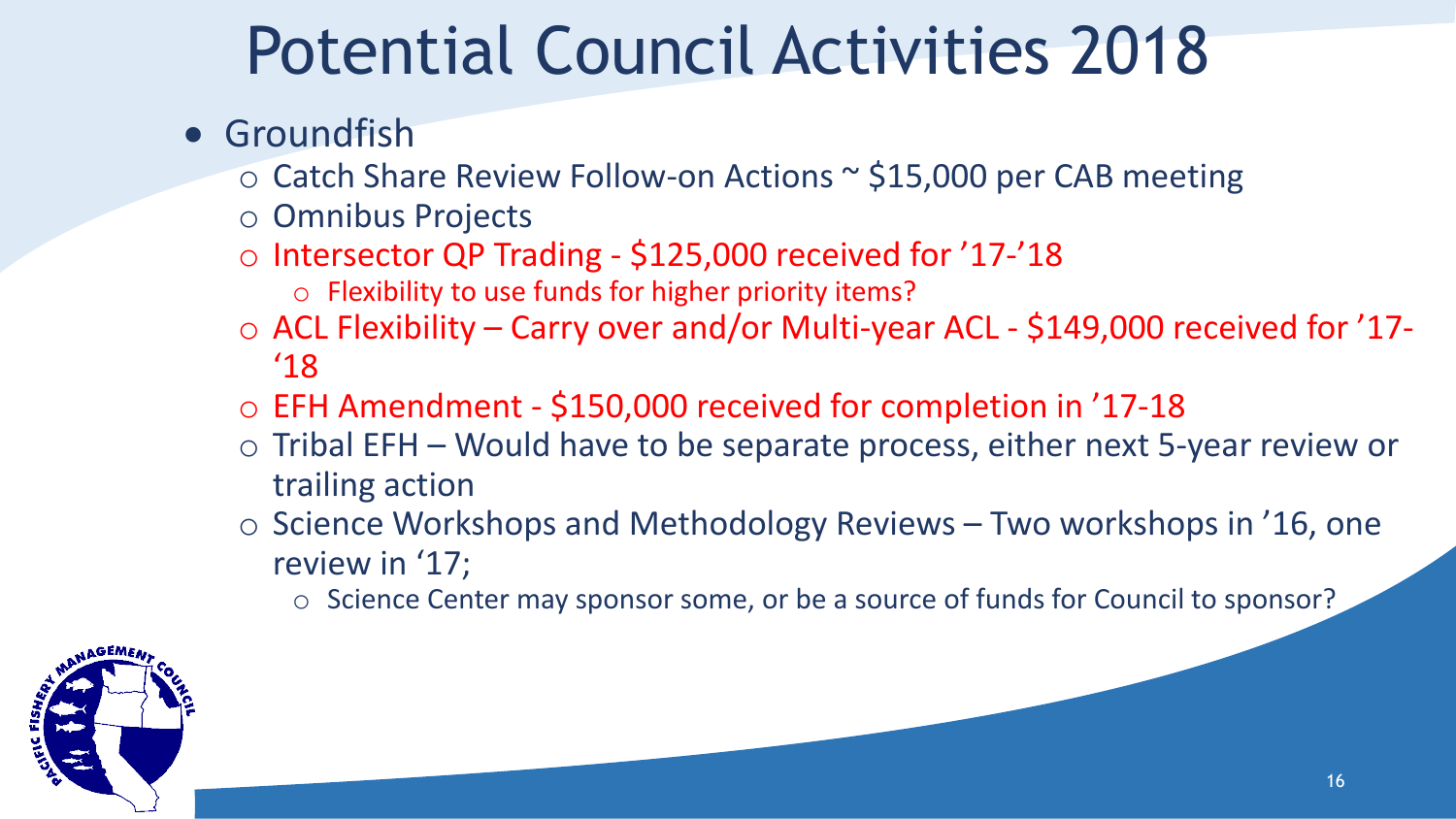# Potential Council Activities 2018

- Groundfish
  - Catch Share Review Follow-on Actions ~ $15,000 per CAB meeting
  - Omnibus Projects
  - Intersector QP Trading - $125,000 received for '17-'18
    - Flexibility to use funds for higher priority items?
  - ACL Flexibility – Carry over and/or Multi-year ACL - $149,000 received for '17-'18
  - EFH Amendment - $150,000 received for completion in '17-18
  - Tribal EFH – Would have to be separate process, either next 5-year review or trailing action
  - Science Workshops and Methodology Reviews – Two workshops in '16, one review in '17;
    - Science Center may sponsor some, or be a source of funds for Council to sponsor?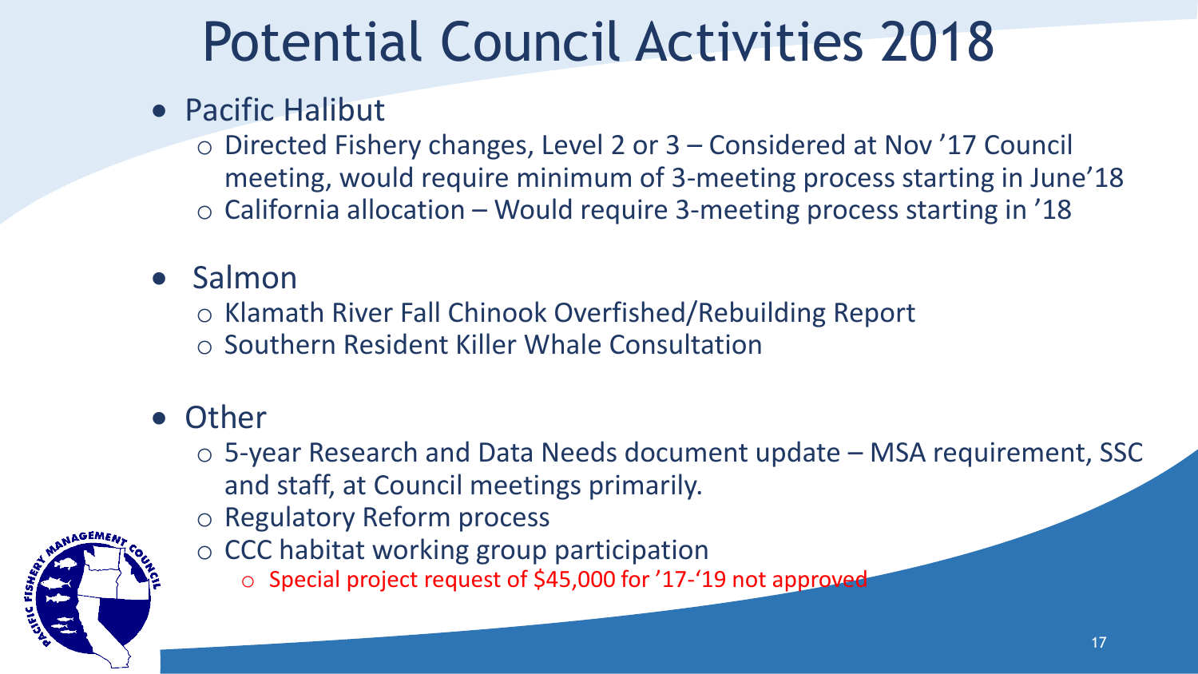# Potential Council Activities 2018

- Pacific Halibut
  - Directed Fishery changes, Level 2 or 3 – Considered at Nov '17 Council meeting, would require minimum of 3-meeting process starting in June'18
  - California allocation – Would require 3-meeting process starting in '18
- Salmon
  - Klamath River Fall Chinook Overfished/Rebuilding Report
  - Southern Resident Killer Whale Consultation
- Other
  - 5-year Research and Data Needs document update – MSA requirement, SSC and staff, at Council meetings primarily.
  - Regulatory Reform process
  - CCC habitat working group participation
    - Special project request of $45,000 for '17-'19 not approved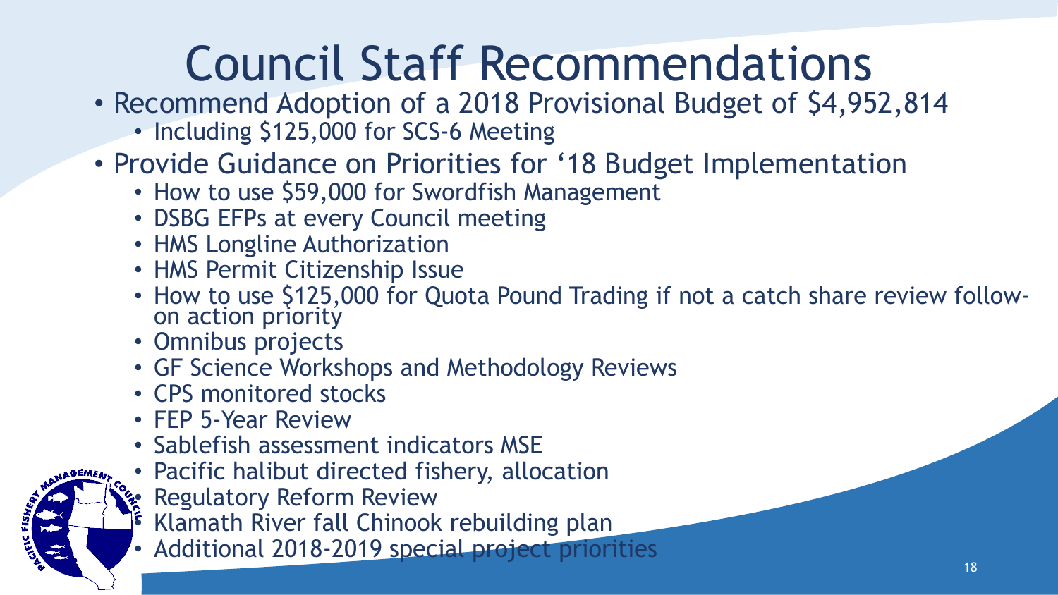# Council Staff Recommendations

- Recommend Adoption of a 2018 Provisional Budget of $4,952,814
  - Including $125,000 for SCS-6 Meeting
- Provide Guidance on Priorities for '18 Budget Implementation
  - How to use $59,000 for Swordfish Management
  - DSBG EFPs at every Council meeting
  - HMS Longline Authorization
  - HMS Permit Citizenship Issue
  - How to use $125,000 for Quota Pound Trading if not a catch share review follow-on action priority
  - Omnibus projects
  - GF Science Workshops and Methodology Reviews
  - CPS monitored stocks
  - FEP 5-Year Review
  - Sablefish assessment indicators MSE
  - Pacific halibut directed fishery, allocation
  - Regulatory Reform Review
  - Klamath River fall Chinook rebuilding plan
  - Additional 2018-2019 special project priorities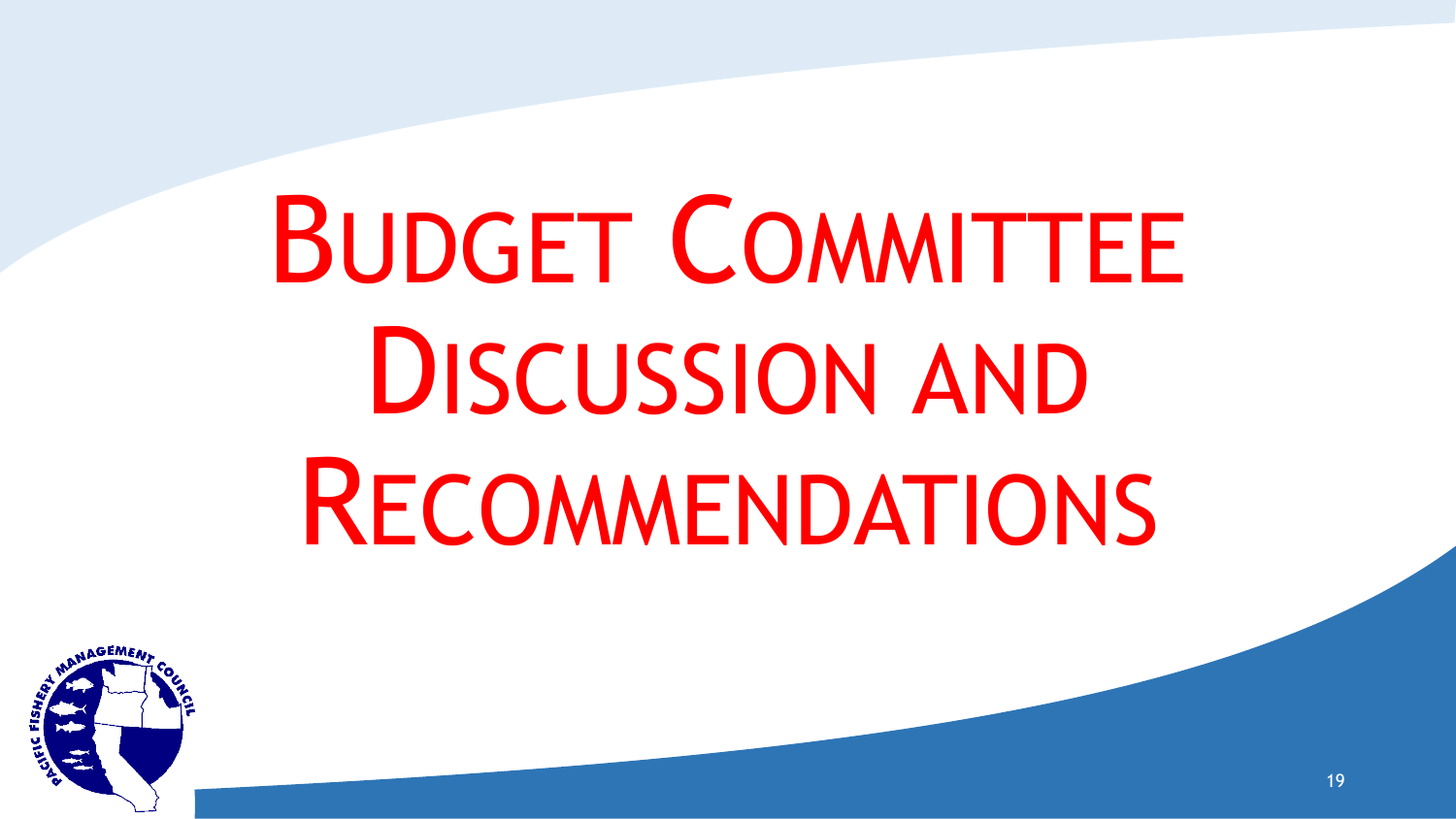# Budget Committee Discussion and Recommendations